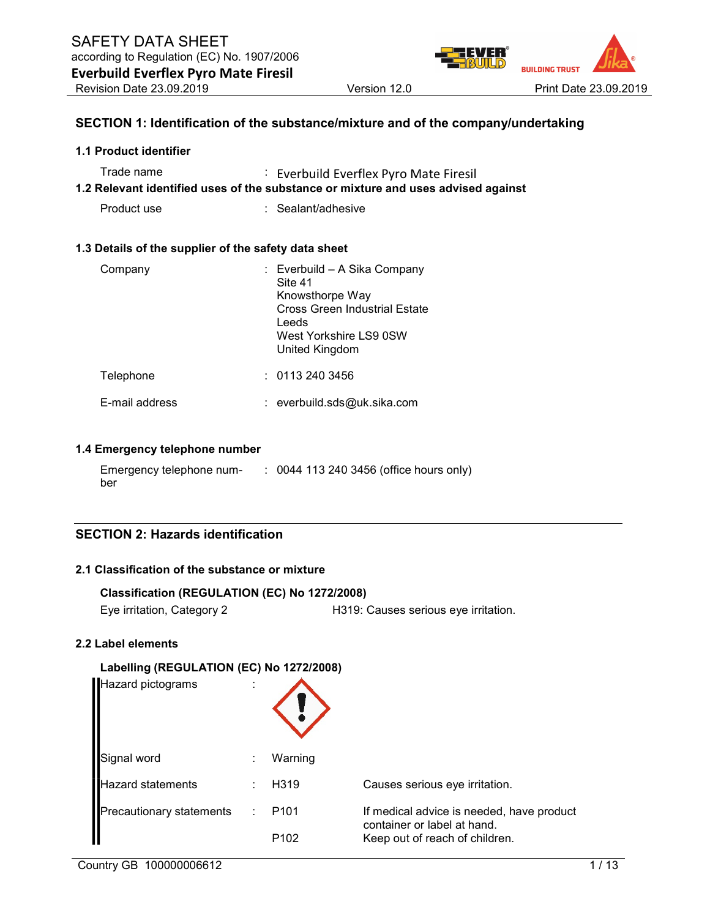# SAFETY DATA SHEET

according to Regulation (EC) No. 1907/2006

**Everbuild Everflex Pyro Mate Firesil**

Revision Date 23.09.2019 | Version 12.0 | Print Date 23.09.2019

## SECTION 1: Identification of the substance/mixture and of the company/undertaking

### 1.1 Product identifier

Trade name : Everbuild Everflex Pyro Mate Firesil

### 1.2 Relevant identified uses of the substance or mixture and uses advised against

Product use : Sealant/adhesive

### 1.3 Details of the supplier of the safety data sheet

Company : Everbuild – A Sika Company
Site 41
Knowsthorpe Way
Cross Green Industrial Estate
Leeds
West Yorkshire LS9 0SW
United Kingdom

Telephone : 0113 240 3456

E-mail address : everbuild.sds@uk.sika.com

### 1.4 Emergency telephone number

Emergency telephone number : 0044 113 240 3456 (office hours only)

## SECTION 2: Hazards identification

### 2.1 Classification of the substance or mixture

**Classification (REGULATION (EC) No 1272/2008)**

Eye irritation, Category 2 — H319: Causes serious eye irritation.

### 2.2 Label elements

**Labelling (REGULATION (EC) No 1272/2008)**

Hazard pictograms :

Signal word : Warning

Hazard statements : H319 Causes serious eye irritation.

Precautionary statements :

- P101 If medical advice is needed, have product container or label at hand.
- P102 Keep out of reach of children.

Country GB 100000006612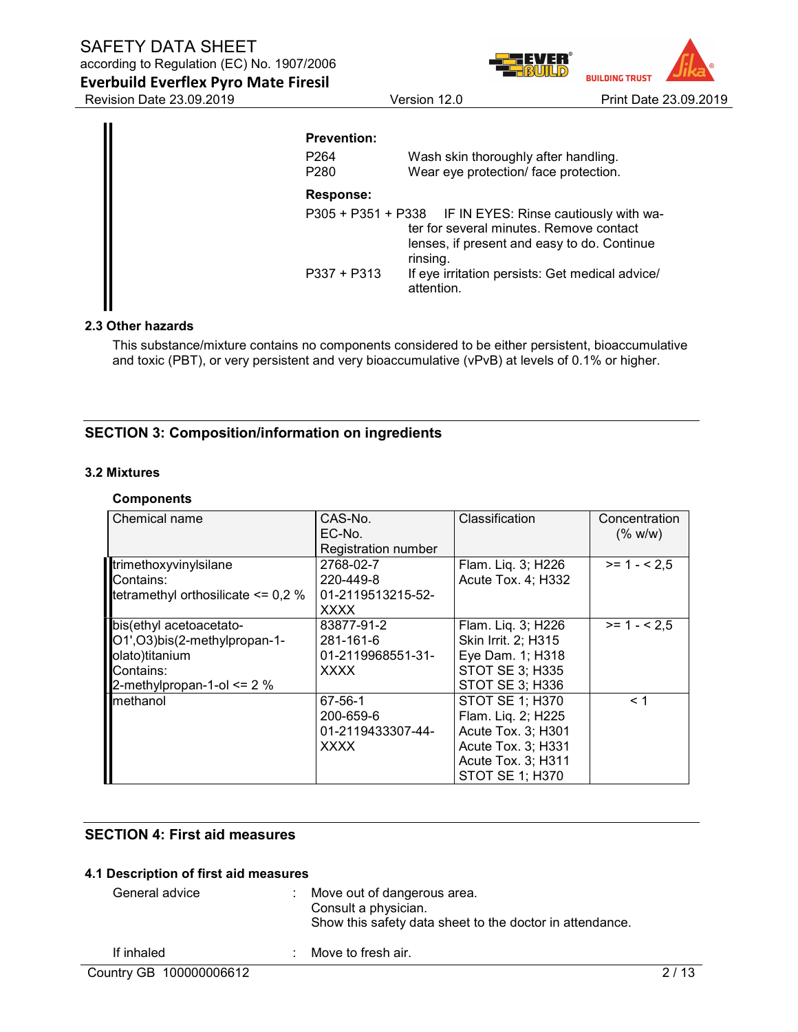**Prevention:**

| | |
|---|---|
| P264 | Wash skin thoroughly after handling. |
| P280 | Wear eye protection/ face protection. |

**Response:**

| | |
|---|---|
| P305 + P351 + P338 | IF IN EYES: Rinse cautiously with water for several minutes. Remove contact lenses, if present and easy to do. Continue rinsing. |
| P337 + P313 | If eye irritation persists: Get medical advice/ attention. |

### 2.3 Other hazards

This substance/mixture contains no components considered to be either persistent, bioaccumulative and toxic (PBT), or very persistent and very bioaccumulative (vPvB) at levels of 0.1% or higher.

## SECTION 3: Composition/information on ingredients

### 3.2 Mixtures

**Components**

| Chemical name | CAS-No.<br>EC-No.<br>Registration number | Classification | Concentration (% w/w) |
|---|---|---|---|
| trimethoxyvinylsilane<br>Contains:<br>tetramethyl orthosilicate <= 0,2 % | 2768-02-7<br>220-449-8<br>01-2119513215-52-XXXX | Flam. Liq. 3; H226<br>Acute Tox. 4; H332 | >= 1 - < 2,5 |
| bis(ethyl acetoacetato-O1',O3)bis(2-methylpropan-1-olato)titanium<br>Contains:<br>2-methylpropan-1-ol <= 2 % | 83877-91-2<br>281-161-6<br>01-2119968551-31-XXXX | Flam. Liq. 3; H226<br>Skin Irrit. 2; H315<br>Eye Dam. 1; H318<br>STOT SE 3; H335<br>STOT SE 3; H336 | >= 1 - < 2,5 |
| methanol | 67-56-1<br>200-659-6<br>01-2119433307-44-XXXX | STOT SE 1; H370<br>Flam. Liq. 2; H225<br>Acute Tox. 3; H301<br>Acute Tox. 3; H331<br>Acute Tox. 3; H311<br>STOT SE 1; H370 | < 1 |

## SECTION 4: First aid measures

### 4.1 Description of first aid measures

| | | |
|---|---|---|
| General advice | : | Move out of dangerous area.<br>Consult a physician.<br>Show this safety data sheet to the doctor in attendance. |
| If inhaled | : | Move to fresh air. |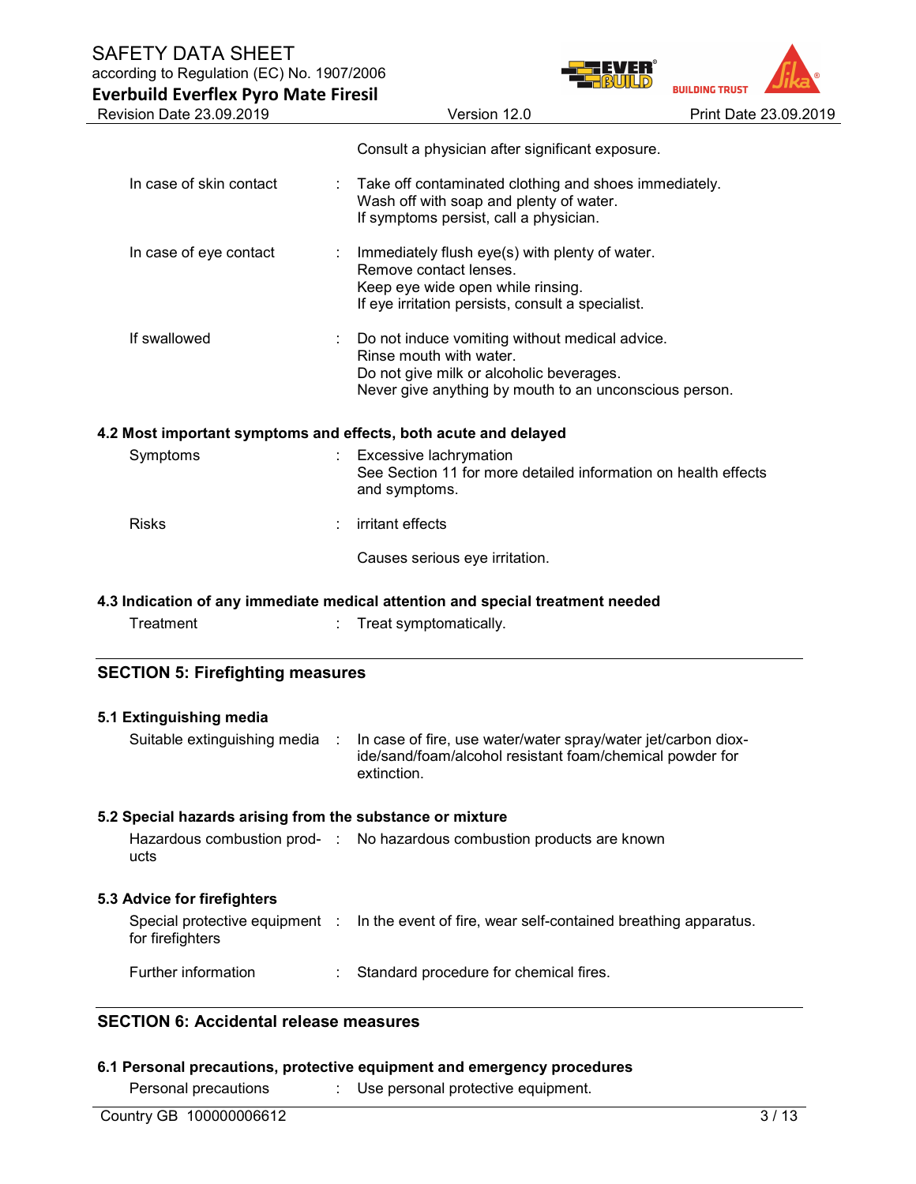Consult a physician after significant exposure.

| | | |
|---|---|---|
| In case of skin contact | : | Take off contaminated clothing and shoes immediately.<br>Wash off with soap and plenty of water.<br>If symptoms persist, call a physician. |
| In case of eye contact | : | Immediately flush eye(s) with plenty of water.<br>Remove contact lenses.<br>Keep eye wide open while rinsing.<br>If eye irritation persists, consult a specialist. |
| If swallowed | : | Do not induce vomiting without medical advice.<br>Rinse mouth with water.<br>Do not give milk or alcoholic beverages.<br>Never give anything by mouth to an unconscious person. |

### 4.2 Most important symptoms and effects, both acute and delayed

| | | |
|---|---|---|
| Symptoms | : | Excessive lachrymation<br>See Section 11 for more detailed information on health effects and symptoms. |
| Risks | : | irritant effects<br><br>Causes serious eye irritation. |

### 4.3 Indication of any immediate medical attention and special treatment needed

| | | |
|---|---|---|
| Treatment | : | Treat symptomatically. |

## SECTION 5: Firefighting measures

### 5.1 Extinguishing media

| | | |
|---|---|---|
| Suitable extinguishing media | : | In case of fire, use water/water spray/water jet/carbon dioxide/sand/foam/alcohol resistant foam/chemical powder for extinction. |

### 5.2 Special hazards arising from the substance or mixture

| | | |
|---|---|---|
| Hazardous combustion products | : | No hazardous combustion products are known |

### 5.3 Advice for firefighters

| | | |
|---|---|---|
| Special protective equipment for firefighters | : | In the event of fire, wear self-contained breathing apparatus. |
| Further information | : | Standard procedure for chemical fires. |

## SECTION 6: Accidental release measures

### 6.1 Personal precautions, protective equipment and emergency procedures

| | | |
|---|---|---|
| Personal precautions | : | Use personal protective equipment. |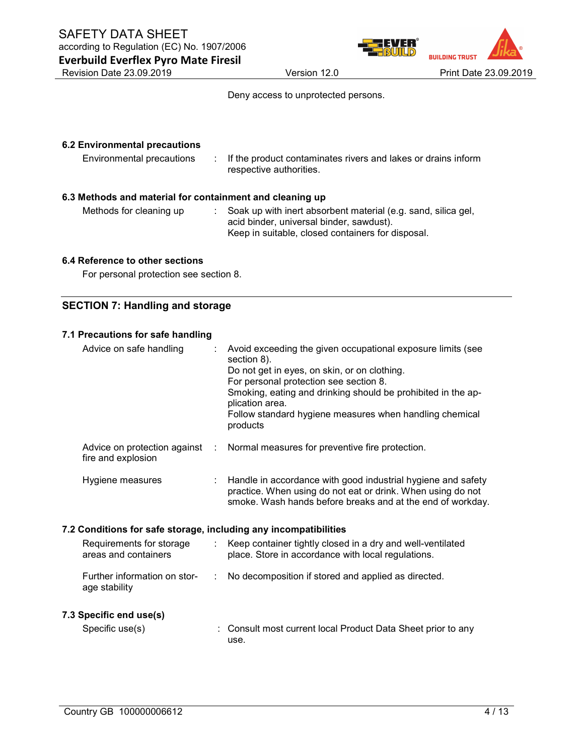Deny access to unprotected persons.

**6.2 Environmental precautions**

| | | |
|---|---|---|
| Environmental precautions | : | If the product contaminates rivers and lakes or drains inform respective authorities. |

**6.3 Methods and material for containment and cleaning up**

| | | |
|---|---|---|
| Methods for cleaning up | : | Soak up with inert absorbent material (e.g. sand, silica gel, acid binder, universal binder, sawdust).<br>Keep in suitable, closed containers for disposal. |

**6.4 Reference to other sections**

For personal protection see section 8.

## SECTION 7: Handling and storage

**7.1 Precautions for safe handling**

| | | |
|---|---|---|
| Advice on safe handling | : | Avoid exceeding the given occupational exposure limits (see section 8).<br>Do not get in eyes, on skin, or on clothing.<br>For personal protection see section 8.<br>Smoking, eating and drinking should be prohibited in the application area.<br>Follow standard hygiene measures when handling chemical products |
| Advice on protection against fire and explosion | : | Normal measures for preventive fire protection. |
| Hygiene measures | : | Handle in accordance with good industrial hygiene and safety practice. When using do not eat or drink. When using do not smoke. Wash hands before breaks and at the end of workday. |

**7.2 Conditions for safe storage, including any incompatibilities**

| | | |
|---|---|---|
| Requirements for storage areas and containers | : | Keep container tightly closed in a dry and well-ventilated place. Store in accordance with local regulations. |
| Further information on storage stability | : | No decomposition if stored and applied as directed. |

**7.3 Specific end use(s)**

| | | |
|---|---|---|
| Specific use(s) | : | Consult most current local Product Data Sheet prior to any use. |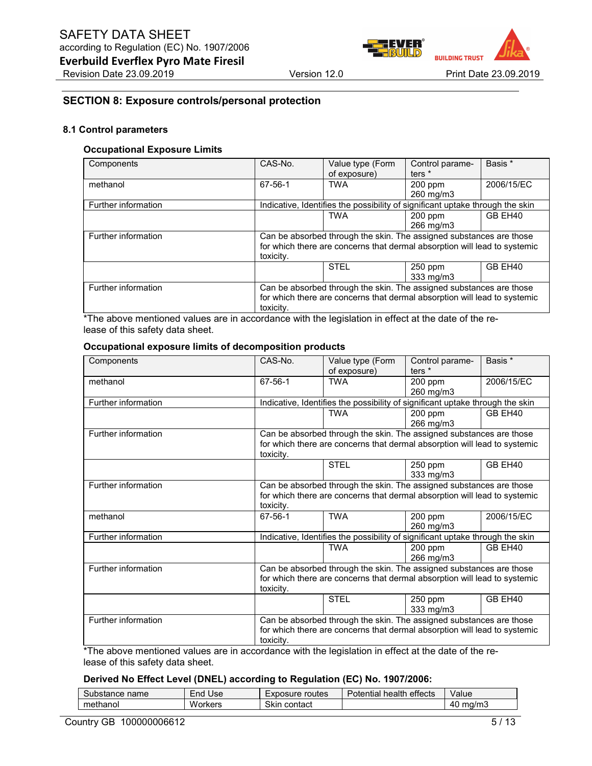## SECTION 8: Exposure controls/personal protection

### 8.1 Control parameters

#### Occupational Exposure Limits

| Components | CAS-No. | Value type (Form of exposure) | Control parameters * | Basis * |
|---|---|---|---|---|
| methanol | 67-56-1 | TWA | 200 ppm 260 mg/m3 | 2006/15/EC |
| Further information | Indicative, Identifies the possibility of significant uptake through the skin | | | |
| | | TWA | 200 ppm 266 mg/m3 | GB EH40 |
| Further information | Can be absorbed through the skin. The assigned substances are those for which there are concerns that dermal absorption will lead to systemic toxicity. | | | |
| | | STEL | 250 ppm 333 mg/m3 | GB EH40 |
| Further information | Can be absorbed through the skin. The assigned substances are those for which there are concerns that dermal absorption will lead to systemic toxicity. | | | |

*The above mentioned values are in accordance with the legislation in effect at the date of the release of this safety data sheet.

#### Occupational exposure limits of decomposition products

| Components | CAS-No. | Value type (Form of exposure) | Control parameters * | Basis * |
|---|---|---|---|---|
| methanol | 67-56-1 | TWA | 200 ppm 260 mg/m3 | 2006/15/EC |
| Further information | Indicative, Identifies the possibility of significant uptake through the skin | | | |
| | | TWA | 200 ppm 266 mg/m3 | GB EH40 |
| Further information | Can be absorbed through the skin. The assigned substances are those for which there are concerns that dermal absorption will lead to systemic toxicity. | | | |
| | | STEL | 250 ppm 333 mg/m3 | GB EH40 |
| Further information | Can be absorbed through the skin. The assigned substances are those for which there are concerns that dermal absorption will lead to systemic toxicity. | | | |
| methanol | 67-56-1 | TWA | 200 ppm 260 mg/m3 | 2006/15/EC |
| Further information | Indicative, Identifies the possibility of significant uptake through the skin | | | |
| | | TWA | 200 ppm 266 mg/m3 | GB EH40 |
| Further information | Can be absorbed through the skin. The assigned substances are those for which there are concerns that dermal absorption will lead to systemic toxicity. | | | |
| | | STEL | 250 ppm 333 mg/m3 | GB EH40 |
| Further information | Can be absorbed through the skin. The assigned substances are those for which there are concerns that dermal absorption will lead to systemic toxicity. | | | |

*The above mentioned values are in accordance with the legislation in effect at the date of the release of this safety data sheet.

#### Derived No Effect Level (DNEL) according to Regulation (EC) No. 1907/2006:

| Substance name | End Use | Exposure routes | Potential health effects | Value |
|---|---|---|---|---|
| methanol | Workers | Skin contact | | 40 mg/m3 |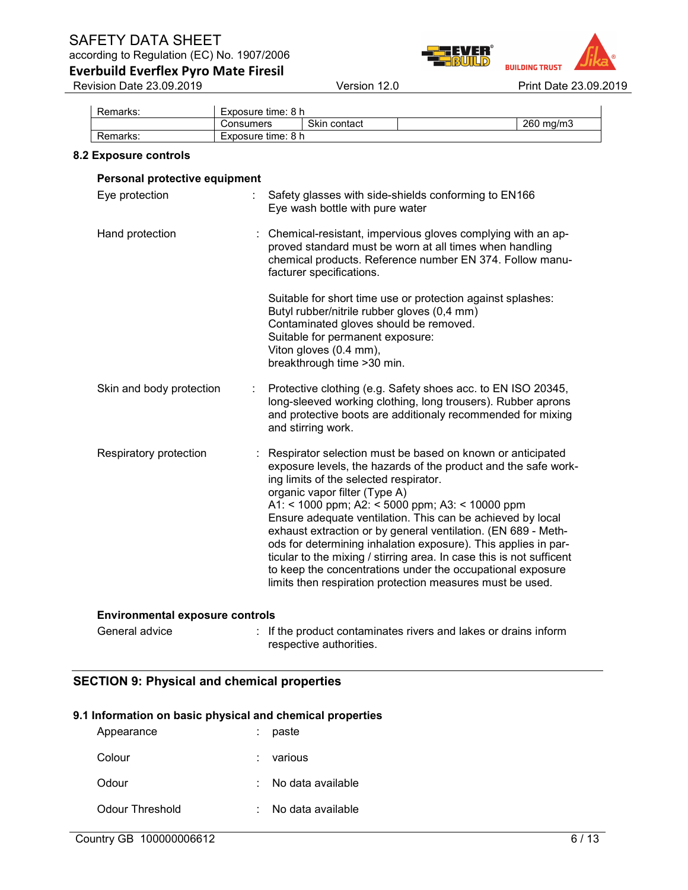| | | | | |
|---|---|---|---|---|
| Remarks: | Exposure time: 8 h | | | |
| | Consumers | Skin contact | | 260 mg/m3 |
| Remarks: | Exposure time: 8 h | | | |

### 8.2 Exposure controls

#### Personal protective equipment

Eye protection : Safety glasses with side-shields conforming to EN166
Eye wash bottle with pure water

Hand protection : Chemical-resistant, impervious gloves complying with an approved standard must be worn at all times when handling chemical products. Reference number EN 374. Follow manufacturer specifications.

Suitable for short time use or protection against splashes:
Butyl rubber/nitrile rubber gloves (0,4 mm)
Contaminated gloves should be removed.
Suitable for permanent exposure:
Viton gloves (0.4 mm),
breakthrough time >30 min.

Skin and body protection : Protective clothing (e.g. Safety shoes acc. to EN ISO 20345, long-sleeved working clothing, long trousers). Rubber aprons and protective boots are additionaly recommended for mixing and stirring work.

Respiratory protection : Respirator selection must be based on known or anticipated exposure levels, the hazards of the product and the safe working limits of the selected respirator.
organic vapor filter (Type A)
A1: < 1000 ppm; A2: < 5000 ppm; A3: < 10000 ppm
Ensure adequate ventilation. This can be achieved by local exhaust extraction or by general ventilation. (EN 689 - Methods for determining inhalation exposure). This applies in particular to the mixing / stirring area. In case this is not sufficent to keep the concentrations under the occupational exposure limits then respiration protection measures must be used.

#### Environmental exposure controls

General advice : If the product contaminates rivers and lakes or drains inform respective authorities.

## SECTION 9: Physical and chemical properties

### 9.1 Information on basic physical and chemical properties

Appearance : paste

Colour : various

Odour : No data available

Odour Threshold : No data available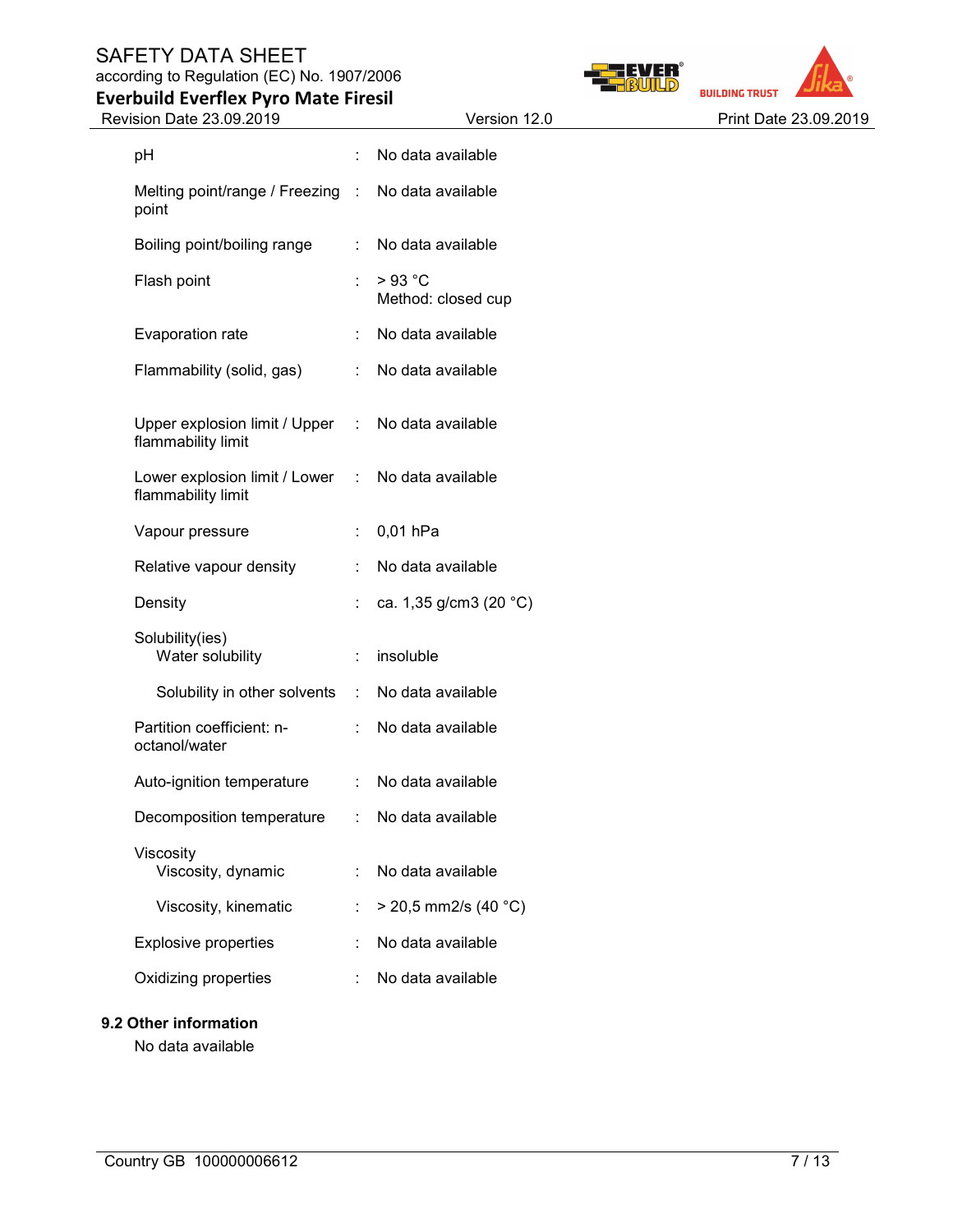| Property | | Value |
|---|---|---|
| pH | : | No data available |
| Melting point/range / Freezing point | : | No data available |
| Boiling point/boiling range | : | No data available |
| Flash point | : | > 93 °C<br>Method: closed cup |
| Evaporation rate | : | No data available |
| Flammability (solid, gas) | : | No data available |
| Upper explosion limit / Upper flammability limit | : | No data available |
| Lower explosion limit / Lower flammability limit | : | No data available |
| Vapour pressure | : | 0,01 hPa |
| Relative vapour density | : | No data available |
| Density | : | ca. 1,35 g/cm3 (20 °C) |
| Solubility(ies)<br>Water solubility | : | insoluble |
| Solubility in other solvents | : | No data available |
| Partition coefficient: n-octanol/water | : | No data available |
| Auto-ignition temperature | : | No data available |
| Decomposition temperature | : | No data available |
| Viscosity<br>Viscosity, dynamic | : | No data available |
| Viscosity, kinematic | : | > 20,5 mm2/s (40 °C) |
| Explosive properties | : | No data available |
| Oxidizing properties | : | No data available |

### 9.2 Other information

No data available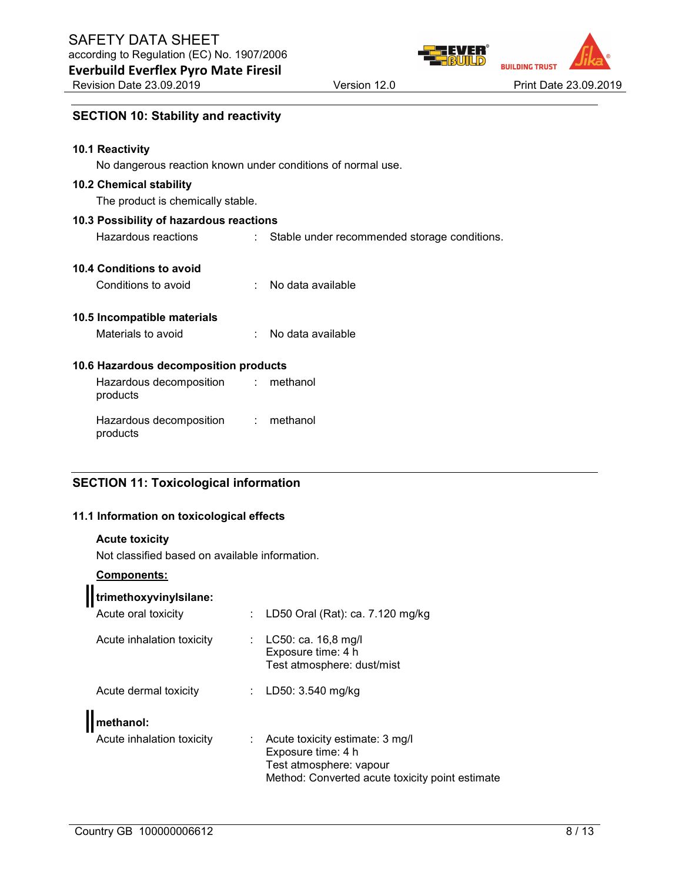## SECTION 10: Stability and reactivity

### 10.1 Reactivity

No dangerous reaction known under conditions of normal use.

### 10.2 Chemical stability

The product is chemically stable.

### 10.3 Possibility of hazardous reactions

Hazardous reactions : Stable under recommended storage conditions.

### 10.4 Conditions to avoid

Conditions to avoid : No data available

### 10.5 Incompatible materials

Materials to avoid : No data available

### 10.6 Hazardous decomposition products

Hazardous decomposition products : methanol

Hazardous decomposition products : methanol

## SECTION 11: Toxicological information

### 11.1 Information on toxicological effects

**Acute toxicity**

Not classified based on available information.

**Components:**

**trimethoxyvinylsilane:**

Acute oral toxicity : LD50 Oral (Rat): ca. 7.120 mg/kg

Acute inhalation toxicity : LC50: ca. 16,8 mg/l
Exposure time: 4 h
Test atmosphere: dust/mist

Acute dermal toxicity : LD50: 3.540 mg/kg

**methanol:**

Acute inhalation toxicity : Acute toxicity estimate: 3 mg/l
Exposure time: 4 h
Test atmosphere: vapour
Method: Converted acute toxicity point estimate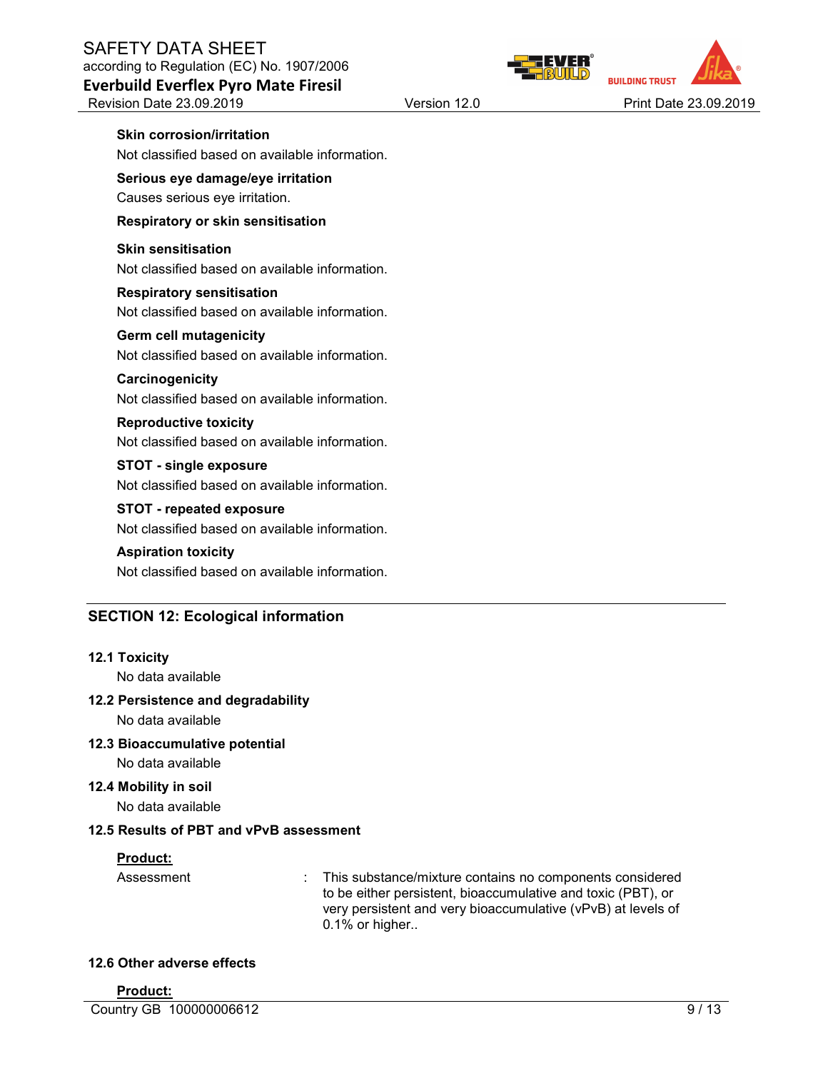**Skin corrosion/irritation**

Not classified based on available information.

**Serious eye damage/eye irritation**

Causes serious eye irritation.

**Respiratory or skin sensitisation**

**Skin sensitisation**

Not classified based on available information.

**Respiratory sensitisation**

Not classified based on available information.

**Germ cell mutagenicity**

Not classified based on available information.

**Carcinogenicity**

Not classified based on available information.

**Reproductive toxicity**

Not classified based on available information.

**STOT - single exposure**

Not classified based on available information.

**STOT - repeated exposure**

Not classified based on available information.

**Aspiration toxicity**

Not classified based on available information.

## SECTION 12: Ecological information

### 12.1 Toxicity

No data available

### 12.2 Persistence and degradability

No data available

### 12.3 Bioaccumulative potential

No data available

### 12.4 Mobility in soil

No data available

### 12.5 Results of PBT and vPvB assessment

**Product:**

Assessment : This substance/mixture contains no components considered to be either persistent, bioaccumulative and toxic (PBT), or very persistent and very bioaccumulative (vPvB) at levels of 0.1% or higher..

### 12.6 Other adverse effects

**Product:**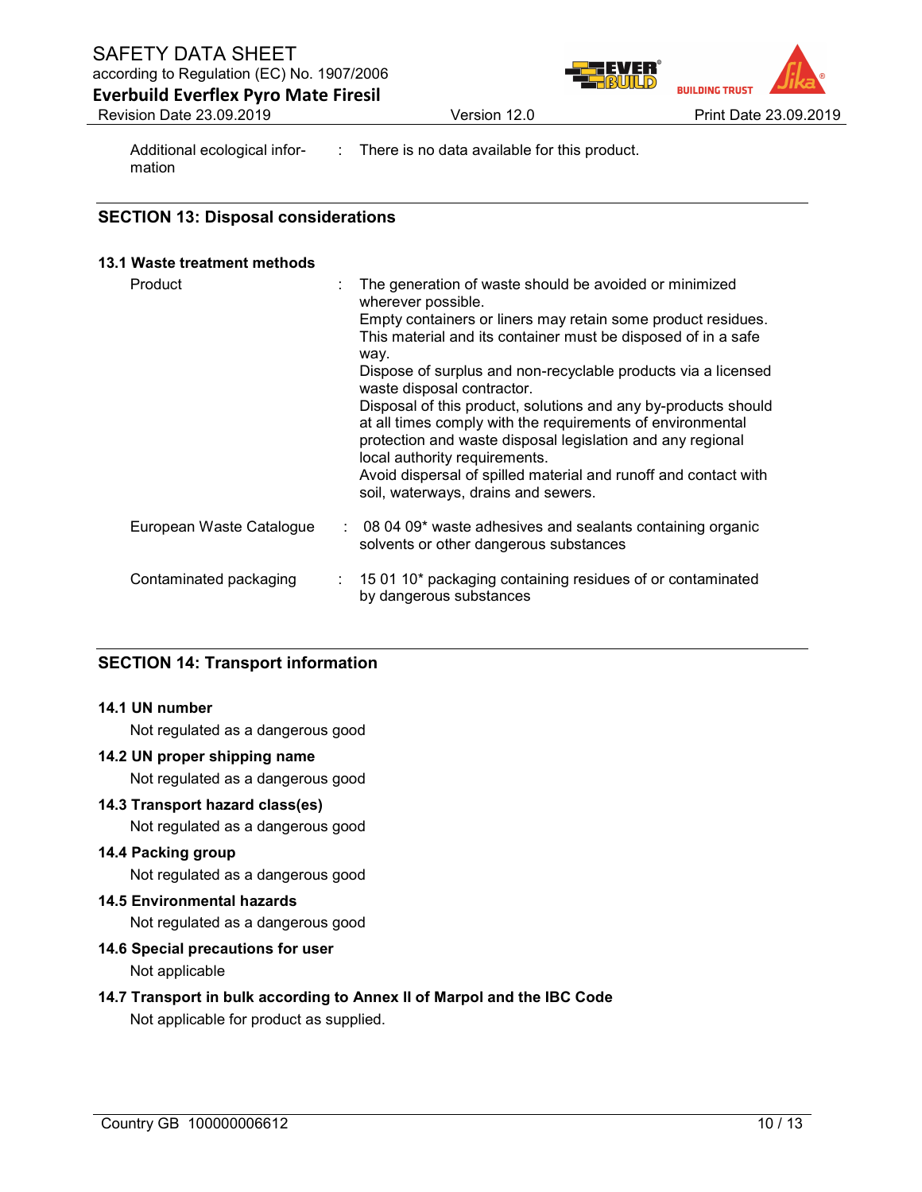Additional ecological information : There is no data available for this product.

## SECTION 13: Disposal considerations

### 13.1 Waste treatment methods

| | |
|---|---|
| Product | The generation of waste should be avoided or minimized wherever possible.<br>Empty containers or liners may retain some product residues.<br>This material and its container must be disposed of in a safe way.<br>Dispose of surplus and non-recyclable products via a licensed waste disposal contractor.<br>Disposal of this product, solutions and any by-products should at all times comply with the requirements of environmental protection and waste disposal legislation and any regional local authority requirements.<br>Avoid dispersal of spilled material and runoff and contact with soil, waterways, drains and sewers. |
| European Waste Catalogue | 08 04 09* waste adhesives and sealants containing organic solvents or other dangerous substances |
| Contaminated packaging | 15 01 10* packaging containing residues of or contaminated by dangerous substances |

## SECTION 14: Transport information

### 14.1 UN number

Not regulated as a dangerous good

### 14.2 UN proper shipping name

Not regulated as a dangerous good

### 14.3 Transport hazard class(es)

Not regulated as a dangerous good

### 14.4 Packing group

Not regulated as a dangerous good

### 14.5 Environmental hazards

Not regulated as a dangerous good

### 14.6 Special precautions for user

Not applicable

### 14.7 Transport in bulk according to Annex II of Marpol and the IBC Code

Not applicable for product as supplied.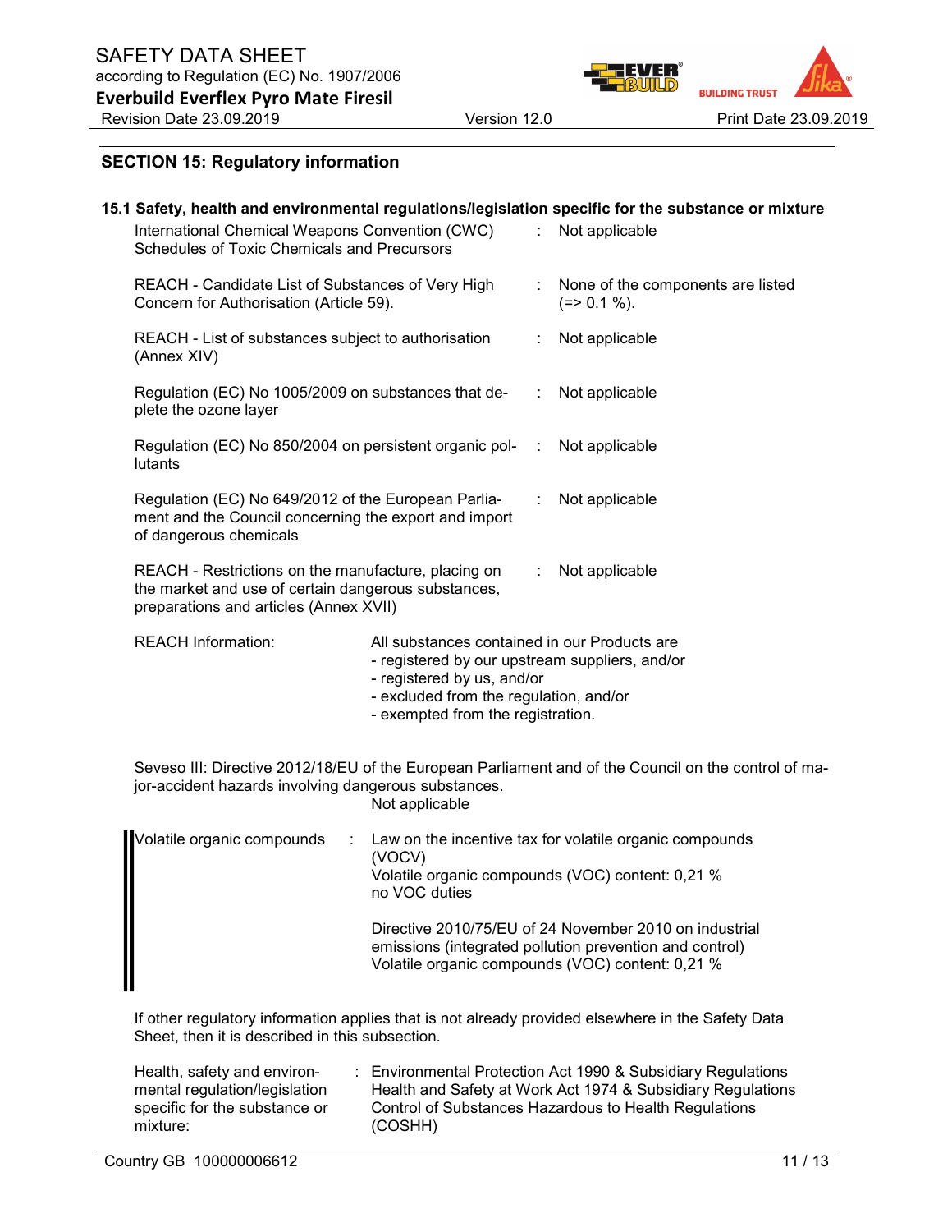## SECTION 15: Regulatory information

### 15.1 Safety, health and environmental regulations/legislation specific for the substance or mixture

| | | |
|---|---|---|
| International Chemical Weapons Convention (CWC) Schedules of Toxic Chemicals and Precursors | : | Not applicable |
| REACH - Candidate List of Substances of Very High Concern for Authorisation (Article 59). | : | None of the components are listed (=> 0.1 %). |
| REACH - List of substances subject to authorisation (Annex XIV) | : | Not applicable |
| Regulation (EC) No 1005/2009 on substances that deplete the ozone layer | : | Not applicable |
| Regulation (EC) No 850/2004 on persistent organic pollutants | : | Not applicable |
| Regulation (EC) No 649/2012 of the European Parliament and the Council concerning the export and import of dangerous chemicals | : | Not applicable |
| REACH - Restrictions on the manufacture, placing on the market and use of certain dangerous substances, preparations and articles (Annex XVII) | : | Not applicable |

REACH Information: All substances contained in our Products are
- registered by our upstream suppliers, and/or
- registered by us, and/or
- excluded from the regulation, and/or
- exempted from the registration.

Seveso III: Directive 2012/18/EU of the European Parliament and of the Council on the control of major-accident hazards involving dangerous substances.
Not applicable

Volatile organic compounds : Law on the incentive tax for volatile organic compounds (VOCV)
Volatile organic compounds (VOC) content: 0,21 %
no VOC duties

Directive 2010/75/EU of 24 November 2010 on industrial emissions (integrated pollution prevention and control)
Volatile organic compounds (VOC) content: 0,21 %

If other regulatory information applies that is not already provided elsewhere in the Safety Data Sheet, then it is described in this subsection.

Health, safety and environmental regulation/legislation specific for the substance or mixture: Environmental Protection Act 1990 & Subsidiary Regulations
Health and Safety at Work Act 1974 & Subsidiary Regulations
Control of Substances Hazardous to Health Regulations (COSHH)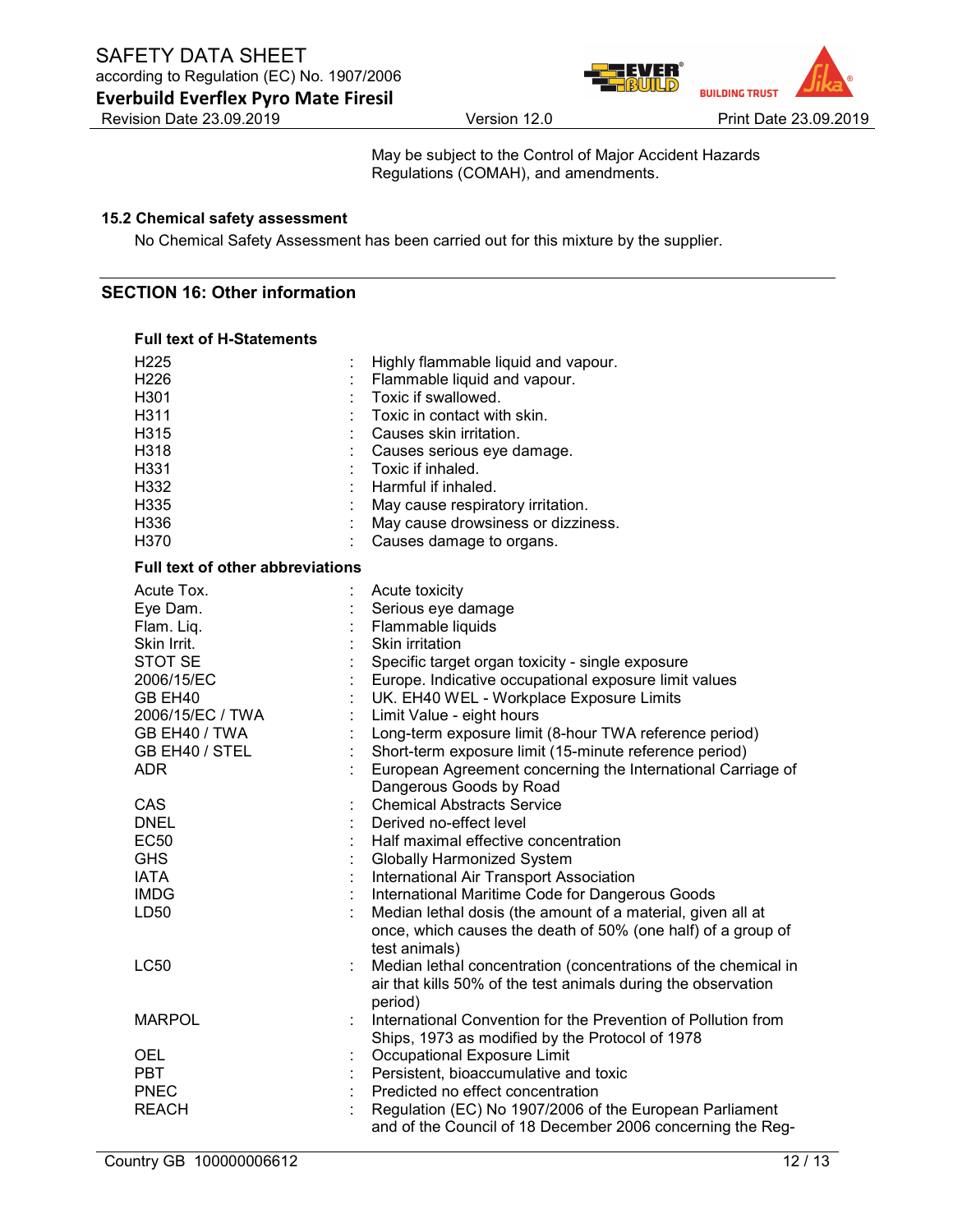May be subject to the Control of Major Accident Hazards Regulations (COMAH), and amendments.

### 15.2 Chemical safety assessment

No Chemical Safety Assessment has been carried out for this mixture by the supplier.

## SECTION 16: Other information

**Full text of H-Statements**

| | | |
|---|---|---|
| H225 | : | Highly flammable liquid and vapour. |
| H226 | : | Flammable liquid and vapour. |
| H301 | : | Toxic if swallowed. |
| H311 | : | Toxic in contact with skin. |
| H315 | : | Causes skin irritation. |
| H318 | : | Causes serious eye damage. |
| H331 | : | Toxic if inhaled. |
| H332 | : | Harmful if inhaled. |
| H335 | : | May cause respiratory irritation. |
| H336 | : | May cause drowsiness or dizziness. |
| H370 | : | Causes damage to organs. |

**Full text of other abbreviations**

| | | |
|---|---|---|
| Acute Tox. | : | Acute toxicity |
| Eye Dam. | : | Serious eye damage |
| Flam. Liq. | : | Flammable liquids |
| Skin Irrit. | : | Skin irritation |
| STOT SE | : | Specific target organ toxicity - single exposure |
| 2006/15/EC | : | Europe. Indicative occupational exposure limit values |
| GB EH40 | : | UK. EH40 WEL - Workplace Exposure Limits |
| 2006/15/EC / TWA | : | Limit Value - eight hours |
| GB EH40 / TWA | : | Long-term exposure limit (8-hour TWA reference period) |
| GB EH40 / STEL | : | Short-term exposure limit (15-minute reference period) |
| ADR | : | European Agreement concerning the International Carriage of Dangerous Goods by Road |
| CAS | : | Chemical Abstracts Service |
| DNEL | : | Derived no-effect level |
| EC50 | : | Half maximal effective concentration |
| GHS | : | Globally Harmonized System |
| IATA | : | International Air Transport Association |
| IMDG | : | International Maritime Code for Dangerous Goods |
| LD50 | : | Median lethal dosis (the amount of a material, given all at once, which causes the death of 50% (one half) of a group of test animals) |
| LC50 | : | Median lethal concentration (concentrations of the chemical in air that kills 50% of the test animals during the observation period) |
| MARPOL | : | International Convention for the Prevention of Pollution from Ships, 1973 as modified by the Protocol of 1978 |
| OEL | : | Occupational Exposure Limit |
| PBT | : | Persistent, bioaccumulative and toxic |
| PNEC | : | Predicted no effect concentration |
| REACH | : | Regulation (EC) No 1907/2006 of the European Parliament and of the Council of 18 December 2006 concerning the Reg- |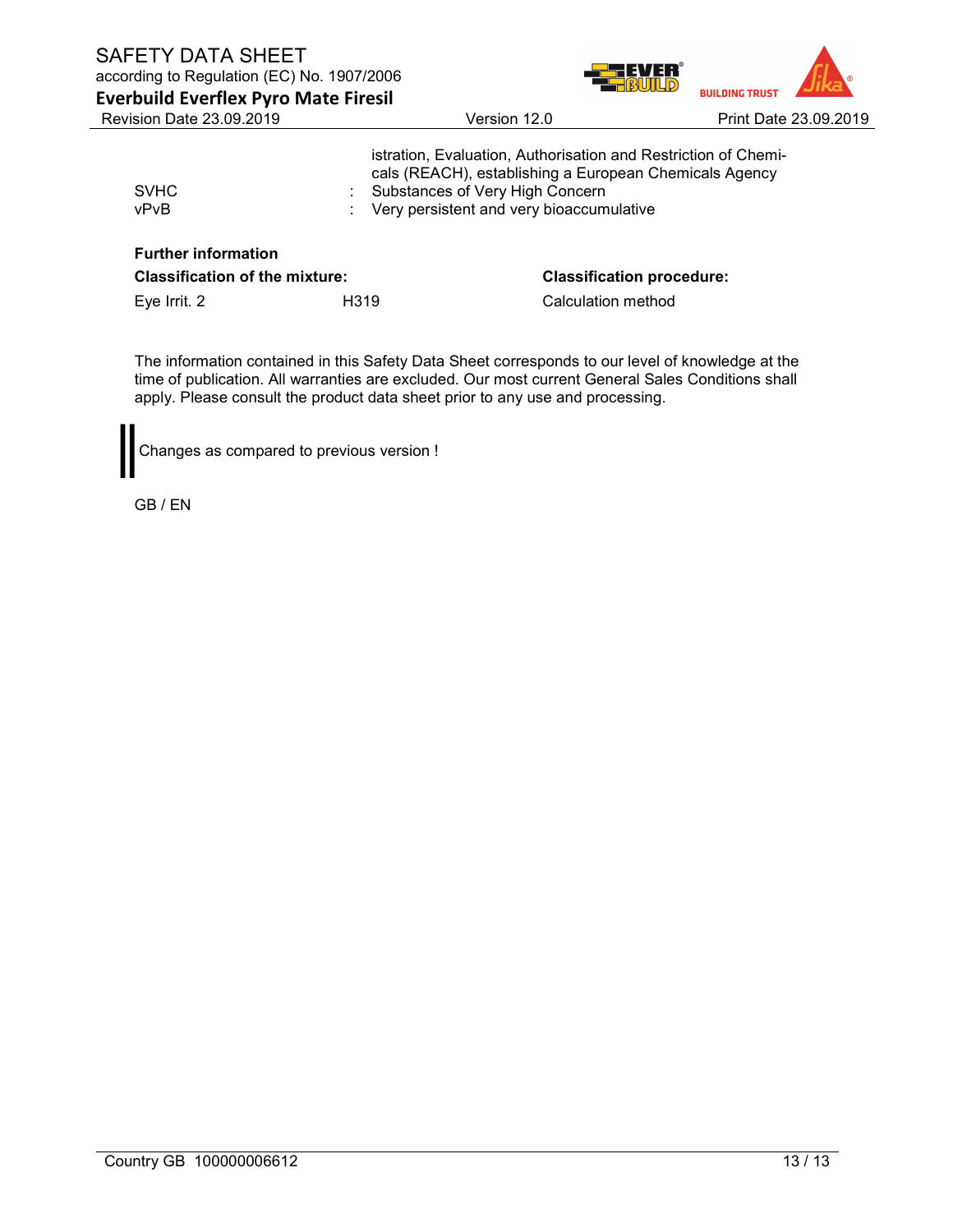|  |  |  |
|---|---|---|
|  |  | istration, Evaluation, Authorisation and Restriction of Chemicals (REACH), establishing a European Chemicals Agency |
| SVHC | : | Substances of Very High Concern |
| vPvB | : | Very persistent and very bioaccumulative |

**Further information**

| **Classification of the mixture:** |  | **Classification procedure:** |
|---|---|---|
| Eye Irrit. 2 | H319 | Calculation method |

The information contained in this Safety Data Sheet corresponds to our level of knowledge at the time of publication. All warranties are excluded. Our most current General Sales Conditions shall apply. Please consult the product data sheet prior to any use and processing.

Changes as compared to previous version !

GB / EN